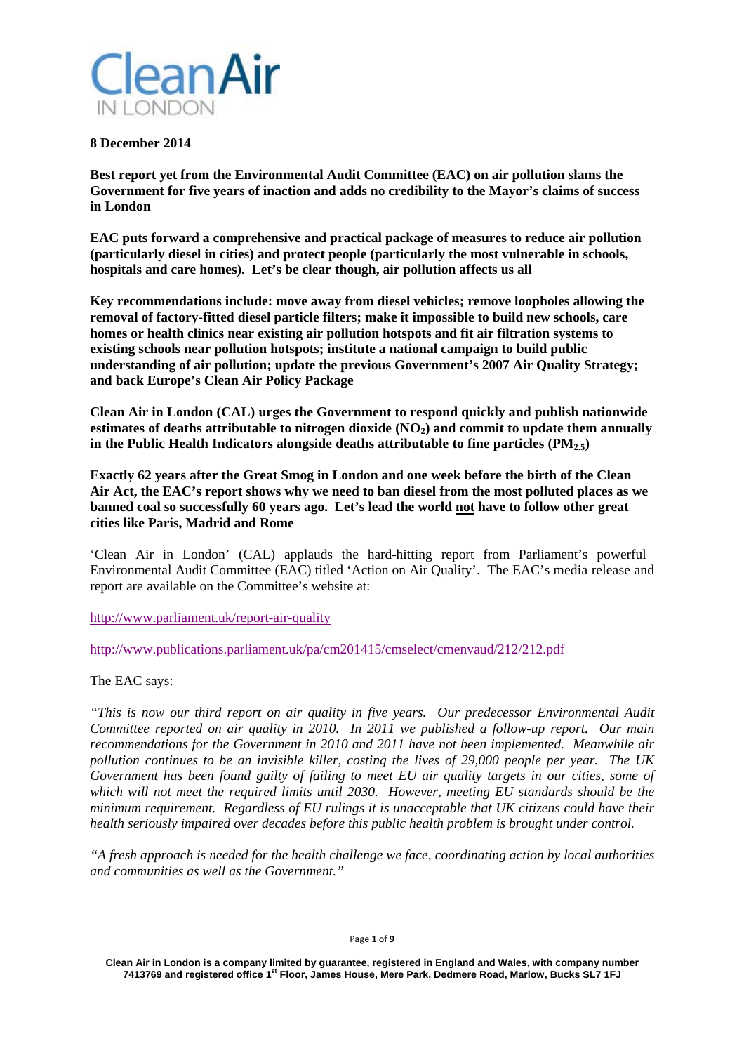# Clean Air IN LONDON

**8 December 2014**

**Best report yet from the Environmental Audit Committee (EAC) on air pollution slams the Government for five years of inaction and adds no credibility to the Mayor's claims of success in London**

**EAC puts forward a comprehensive and practical package of measures to reduce air pollution (particularly diesel in cities) and protect people (particularly the most vulnerable in schools, hospitals and care homes). Let's be clear though, air pollution affects us all**

**Key recommendations include: move away from diesel vehicles; remove loopholes allowing the removal of factory-fitted diesel particle filters; make it impossible to build new schools, care homes or health clinics near existing air pollution hotspots and fit air filtration systems to existing schools near pollution hotspots; institute a national campaign to build public understanding of air pollution; update the previous Government's 2007 Air Quality Strategy; and back Europe's Clean Air Policy Package**

**Clean Air in London (CAL) urges the Government to respond quickly and publish nationwide estimates of deaths attributable to nitrogen dioxide ($NO_2$) and commit to update them annually in the Public Health Indicators alongside deaths attributable to fine particles ($PM_{2.5}$)**

**Exactly 62 years after the Great Smog in London and one week before the birth of the Clean Air Act, the EAC's report shows why we need to ban diesel from the most polluted places as we banned coal so successfully 60 years ago. Let's lead the world <u>not</u> have to follow other great cities like Paris, Madrid and Rome**

'Clean Air in London' (CAL) applauds the hard-hitting report from Parliament's powerful Environmental Audit Committee (EAC) titled 'Action on Air Quality'. The EAC's media release and report are available on the Committee's website at:

http://www.parliament.uk/report-air-quality

http://www.publications.parliament.uk/pa/cm201415/cmselect/cmenvaud/212/212.pdf

The EAC says:

*"This is now our third report on air quality in five years. Our predecessor Environmental Audit Committee reported on air quality in 2010. In 2011 we published a follow-up report. Our main recommendations for the Government in 2010 and 2011 have not been implemented. Meanwhile air pollution continues to be an invisible killer, costing the lives of 29,000 people per year. The UK Government has been found guilty of failing to meet EU air quality targets in our cities, some of which will not meet the required limits until 2030. However, meeting EU standards should be the minimum requirement. Regardless of EU rulings it is unacceptable that UK citizens could have their health seriously impaired over decades before this public health problem is brought under control.*

*"A fresh approach is needed for the health challenge we face, coordinating action by local authorities and communities as well as the Government."*

**Clean Air in London is a company limited by guarantee, registered in England and Wales, with company number 7413769 and registered office 1st Floor, James House, Mere Park, Dedmere Road, Marlow, Bucks SL7 1FJ**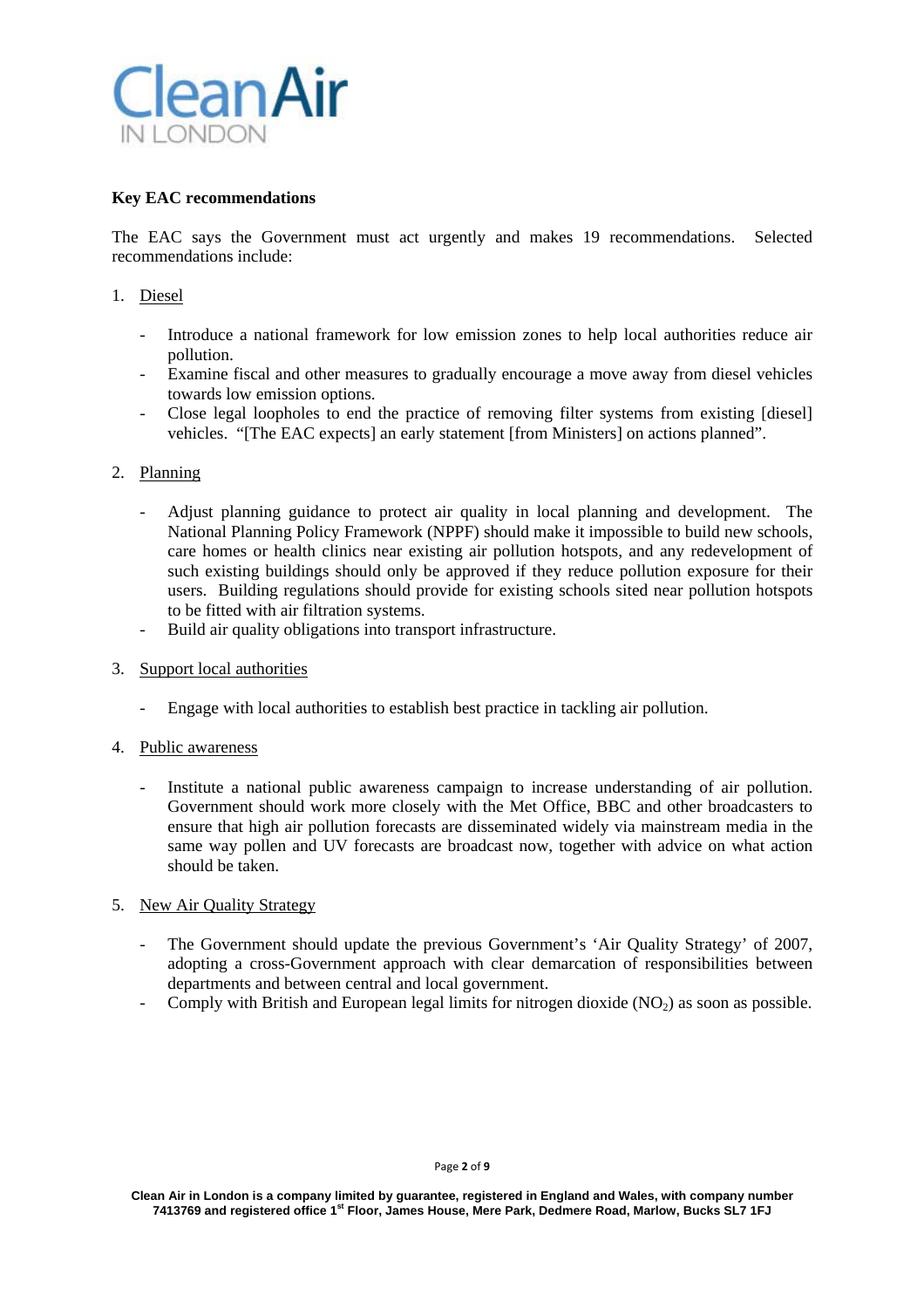**Key EAC recommendations**

The EAC says the Government must act urgently and makes 19 recommendations. Selected recommendations include:

1. Diesel

    - Introduce a national framework for low emission zones to help local authorities reduce air pollution.
    - Examine fiscal and other measures to gradually encourage a move away from diesel vehicles towards low emission options.
    - Close legal loopholes to end the practice of removing filter systems from existing [diesel] vehicles. "[The EAC expects] an early statement [from Ministers] on actions planned".

2. Planning

    - Adjust planning guidance to protect air quality in local planning and development. The National Planning Policy Framework (NPPF) should make it impossible to build new schools, care homes or health clinics near existing air pollution hotspots, and any redevelopment of such existing buildings should only be approved if they reduce pollution exposure for their users. Building regulations should provide for existing schools sited near pollution hotspots to be fitted with air filtration systems.
    - Build air quality obligations into transport infrastructure.

3. Support local authorities

    - Engage with local authorities to establish best practice in tackling air pollution.

4. Public awareness

    - Institute a national public awareness campaign to increase understanding of air pollution. Government should work more closely with the Met Office, BBC and other broadcasters to ensure that high air pollution forecasts are disseminated widely via mainstream media in the same way pollen and UV forecasts are broadcast now, together with advice on what action should be taken.

5. New Air Quality Strategy

    - The Government should update the previous Government's 'Air Quality Strategy' of 2007, adopting a cross-Government approach with clear demarcation of responsibilities between departments and between central and local government.
    - Comply with British and European legal limits for nitrogen dioxide ($NO_2$) as soon as possible.

Clean Air in London is a company limited by guarantee, registered in England and Wales, with company number 7413769 and registered office 1st Floor, James House, Mere Park, Dedmere Road, Marlow, Bucks SL7 1FJ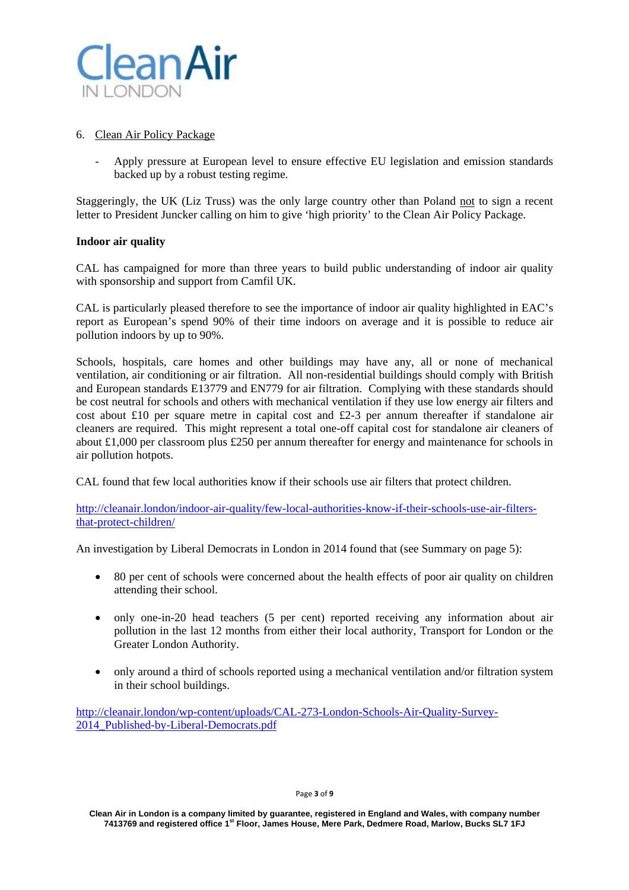6. Clean Air Policy Package

- Apply pressure at European level to ensure effective EU legislation and emission standards backed up by a robust testing regime.

Staggeringly, the UK (Liz Truss) was the only large country other than Poland not to sign a recent letter to President Juncker calling on him to give 'high priority' to the Clean Air Policy Package.

**Indoor air quality**

CAL has campaigned for more than three years to build public understanding of indoor air quality with sponsorship and support from Camfil UK.

CAL is particularly pleased therefore to see the importance of indoor air quality highlighted in EAC's report as European's spend 90% of their time indoors on average and it is possible to reduce air pollution indoors by up to 90%.

Schools, hospitals, care homes and other buildings may have any, all or none of mechanical ventilation, air conditioning or air filtration. All non-residential buildings should comply with British and European standards E13779 and EN779 for air filtration. Complying with these standards should be cost neutral for schools and others with mechanical ventilation if they use low energy air filters and cost about £10 per square metre in capital cost and £2-3 per annum thereafter if standalone air cleaners are required. This might represent a total one-off capital cost for standalone air cleaners of about £1,000 per classroom plus £250 per annum thereafter for energy and maintenance for schools in air pollution hotpots.

CAL found that few local authorities know if their schools use air filters that protect children.

http://cleanair.london/indoor-air-quality/few-local-authorities-know-if-their-schools-use-air-filters-that-protect-children/

An investigation by Liberal Democrats in London in 2014 found that (see Summary on page 5):

- 80 per cent of schools were concerned about the health effects of poor air quality on children attending their school.

- only one-in-20 head teachers (5 per cent) reported receiving any information about air pollution in the last 12 months from either their local authority, Transport for London or the Greater London Authority.

- only around a third of schools reported using a mechanical ventilation and/or filtration system in their school buildings.

http://cleanair.london/wp-content/uploads/CAL-273-London-Schools-Air-Quality-Survey-2014_Published-by-Liberal-Democrats.pdf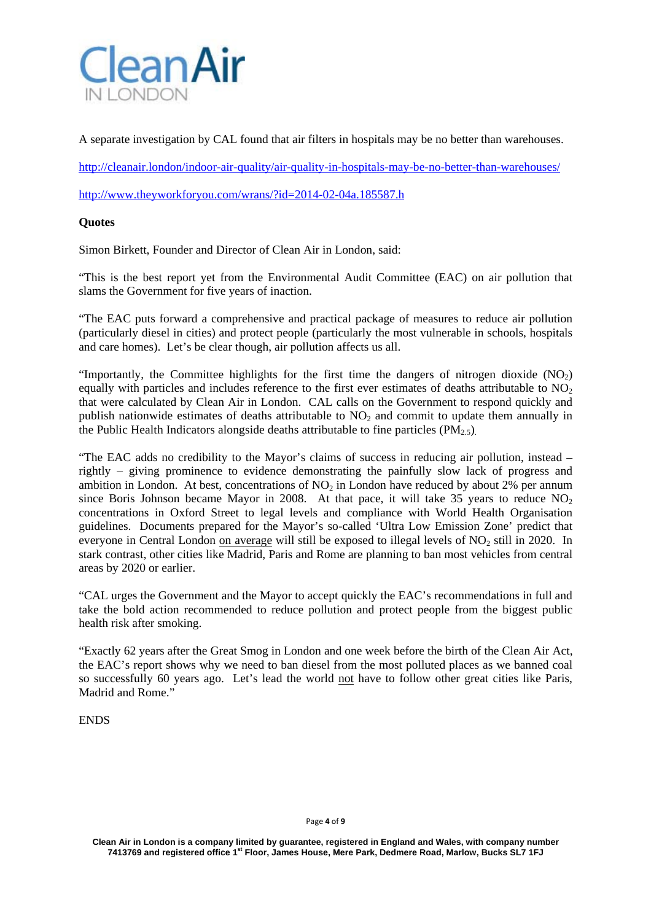A separate investigation by CAL found that air filters in hospitals may be no better than warehouses.

http://cleanair.london/indoor-air-quality/air-quality-in-hospitals-may-be-no-better-than-warehouses/

http://www.theyworkforyou.com/wrans/?id=2014-02-04a.185587.h

**Quotes**

Simon Birkett, Founder and Director of Clean Air in London, said:

"This is the best report yet from the Environmental Audit Committee (EAC) on air pollution that slams the Government for five years of inaction.

"The EAC puts forward a comprehensive and practical package of measures to reduce air pollution (particularly diesel in cities) and protect people (particularly the most vulnerable in schools, hospitals and care homes). Let's be clear though, air pollution affects us all.

"Importantly, the Committee highlights for the first time the dangers of nitrogen dioxide ($NO_2$) equally with particles and includes reference to the first ever estimates of deaths attributable to $NO_2$ that were calculated by Clean Air in London. CAL calls on the Government to respond quickly and publish nationwide estimates of deaths attributable to $NO_2$ and commit to update them annually in the Public Health Indicators alongside deaths attributable to fine particles ($PM_{2.5}$).

"The EAC adds no credibility to the Mayor's claims of success in reducing air pollution, instead – rightly – giving prominence to evidence demonstrating the painfully slow lack of progress and ambition in London. At best, concentrations of $NO_2$ in London have reduced by about 2% per annum since Boris Johnson became Mayor in 2008. At that pace, it will take 35 years to reduce $NO_2$ concentrations in Oxford Street to legal levels and compliance with World Health Organisation guidelines. Documents prepared for the Mayor's so-called 'Ultra Low Emission Zone' predict that everyone in Central London on average will still be exposed to illegal levels of $NO_2$ still in 2020. In stark contrast, other cities like Madrid, Paris and Rome are planning to ban most vehicles from central areas by 2020 or earlier.

"CAL urges the Government and the Mayor to accept quickly the EAC's recommendations in full and take the bold action recommended to reduce pollution and protect people from the biggest public health risk after smoking.

"Exactly 62 years after the Great Smog in London and one week before the birth of the Clean Air Act, the EAC's report shows why we need to ban diesel from the most polluted places as we banned coal so successfully 60 years ago. Let's lead the world not have to follow other great cities like Paris, Madrid and Rome."

ENDS

Clean Air in London is a company limited by guarantee, registered in England and Wales, with company number 7413769 and registered office 1st Floor, James House, Mere Park, Dedmere Road, Marlow, Bucks SL7 1FJ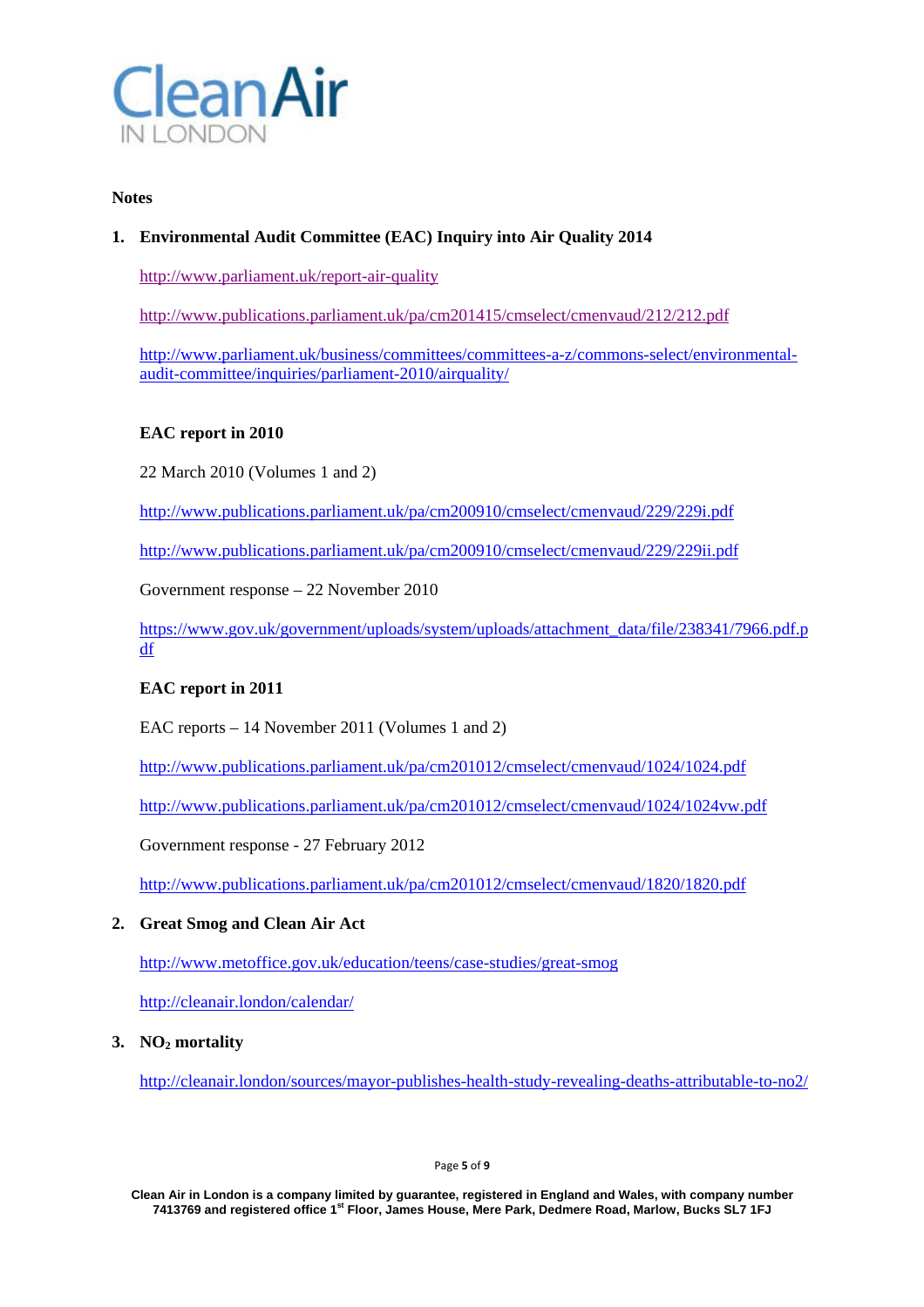# Notes

## 1. Environmental Audit Committee (EAC) Inquiry into Air Quality 2014

http://www.parliament.uk/report-air-quality

http://www.publications.parliament.uk/pa/cm201415/cmselect/cmenvaud/212/212.pdf

http://www.parliament.uk/business/committees/committees-a-z/commons-select/environmental-audit-committee/inquiries/parliament-2010/airquality/

### EAC report in 2010

22 March 2010 (Volumes 1 and 2)

http://www.publications.parliament.uk/pa/cm200910/cmselect/cmenvaud/229/229i.pdf

http://www.publications.parliament.uk/pa/cm200910/cmselect/cmenvaud/229/229ii.pdf

Government response – 22 November 2010

https://www.gov.uk/government/uploads/system/uploads/attachment_data/file/238341/7966.pdf.pdf

### EAC report in 2011

EAC reports – 14 November 2011 (Volumes 1 and 2)

http://www.publications.parliament.uk/pa/cm201012/cmselect/cmenvaud/1024/1024.pdf

http://www.publications.parliament.uk/pa/cm201012/cmselect/cmenvaud/1024/1024vw.pdf

Government response - 27 February 2012

http://www.publications.parliament.uk/pa/cm201012/cmselect/cmenvaud/1820/1820.pdf

## 2. Great Smog and Clean Air Act

http://www.metoffice.gov.uk/education/teens/case-studies/great-smog

http://cleanair.london/calendar/

## 3. $NO_2$ mortality

http://cleanair.london/sources/mayor-publishes-health-study-revealing-deaths-attributable-to-no2/

Clean Air in London is a company limited by guarantee, registered in England and Wales, with company number 7413769 and registered office 1st Floor, James House, Mere Park, Dedmere Road, Marlow, Bucks SL7 1FJ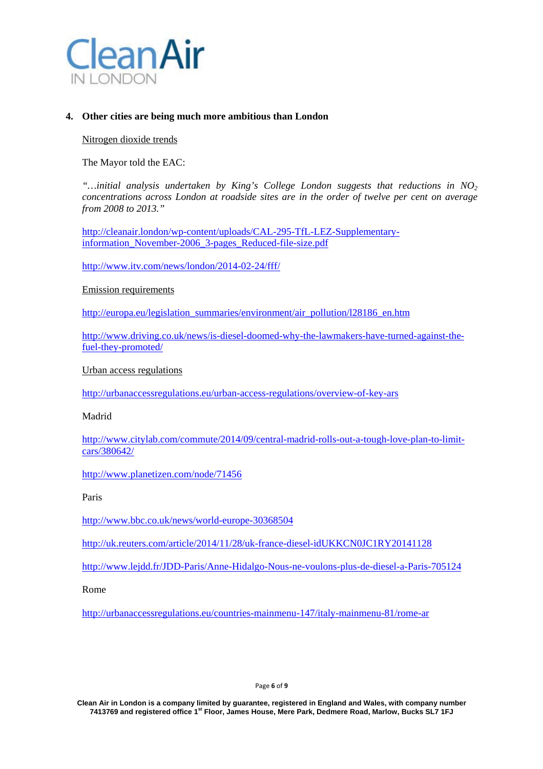## 4. Other cities are being much more ambitious than London

Nitrogen dioxide trends

The Mayor told the EAC:

*"…initial analysis undertaken by King's College London suggests that reductions in $NO_2$ concentrations across London at roadside sites are in the order of twelve per cent on average from 2008 to 2013."*

http://cleanair.london/wp-content/uploads/CAL-295-TfL-LEZ-Supplementary-information_November-2006_3-pages_Reduced-file-size.pdf

http://www.itv.com/news/london/2014-02-24/fff/

Emission requirements

http://europa.eu/legislation_summaries/environment/air_pollution/l28186_en.htm

http://www.driving.co.uk/news/is-diesel-doomed-why-the-lawmakers-have-turned-against-the-fuel-they-promoted/

Urban access regulations

http://urbanaccessregulations.eu/urban-access-regulations/overview-of-key-ars

Madrid

http://www.citylab.com/commute/2014/09/central-madrid-rolls-out-a-tough-love-plan-to-limit-cars/380642/

http://www.planetizen.com/node/71456

Paris

http://www.bbc.co.uk/news/world-europe-30368504

http://uk.reuters.com/article/2014/11/28/uk-france-diesel-idUKKCN0JC1RY20141128

http://www.lejdd.fr/JDD-Paris/Anne-Hidalgo-Nous-ne-voulons-plus-de-diesel-a-Paris-705124

Rome

http://urbanaccessregulations.eu/countries-mainmenu-147/italy-mainmenu-81/rome-ar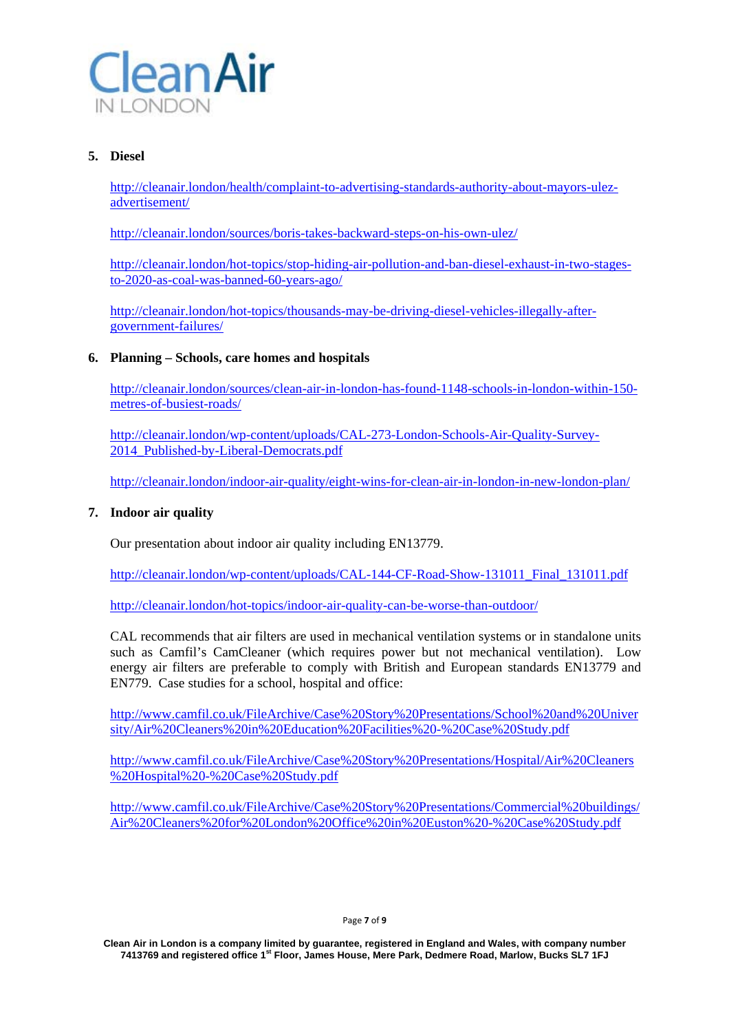5. **Diesel**

   http://cleanair.london/health/complaint-to-advertising-standards-authority-about-mayors-ulez-advertisement/

   http://cleanair.london/sources/boris-takes-backward-steps-on-his-own-ulez/

   http://cleanair.london/hot-topics/stop-hiding-air-pollution-and-ban-diesel-exhaust-in-two-stages-to-2020-as-coal-was-banned-60-years-ago/

   http://cleanair.london/hot-topics/thousands-may-be-driving-diesel-vehicles-illegally-after-government-failures/

6. **Planning – Schools, care homes and hospitals**

   http://cleanair.london/sources/clean-air-in-london-has-found-1148-schools-in-london-within-150-metres-of-busiest-roads/

   http://cleanair.london/wp-content/uploads/CAL-273-London-Schools-Air-Quality-Survey-2014_Published-by-Liberal-Democrats.pdf

   http://cleanair.london/indoor-air-quality/eight-wins-for-clean-air-in-london-in-new-london-plan/

7. **Indoor air quality**

   Our presentation about indoor air quality including EN13779.

   http://cleanair.london/wp-content/uploads/CAL-144-CF-Road-Show-131011_Final_131011.pdf

   http://cleanair.london/hot-topics/indoor-air-quality-can-be-worse-than-outdoor/

   CAL recommends that air filters are used in mechanical ventilation systems or in standalone units such as Camfil's CamCleaner (which requires power but not mechanical ventilation). Low energy air filters are preferable to comply with British and European standards EN13779 and EN779. Case studies for a school, hospital and office:

   http://www.camfil.co.uk/FileArchive/Case%20Story%20Presentations/School%20and%20University/Air%20Cleaners%20in%20Education%20Facilities%20-%20Case%20Study.pdf

   http://www.camfil.co.uk/FileArchive/Case%20Story%20Presentations/Hospital/Air%20Cleaners%20Hospital%20-%20Case%20Study.pdf

   http://www.camfil.co.uk/FileArchive/Case%20Story%20Presentations/Commercial%20buildings/Air%20Cleaners%20for%20London%20Office%20in%20Euston%20-%20Case%20Study.pdf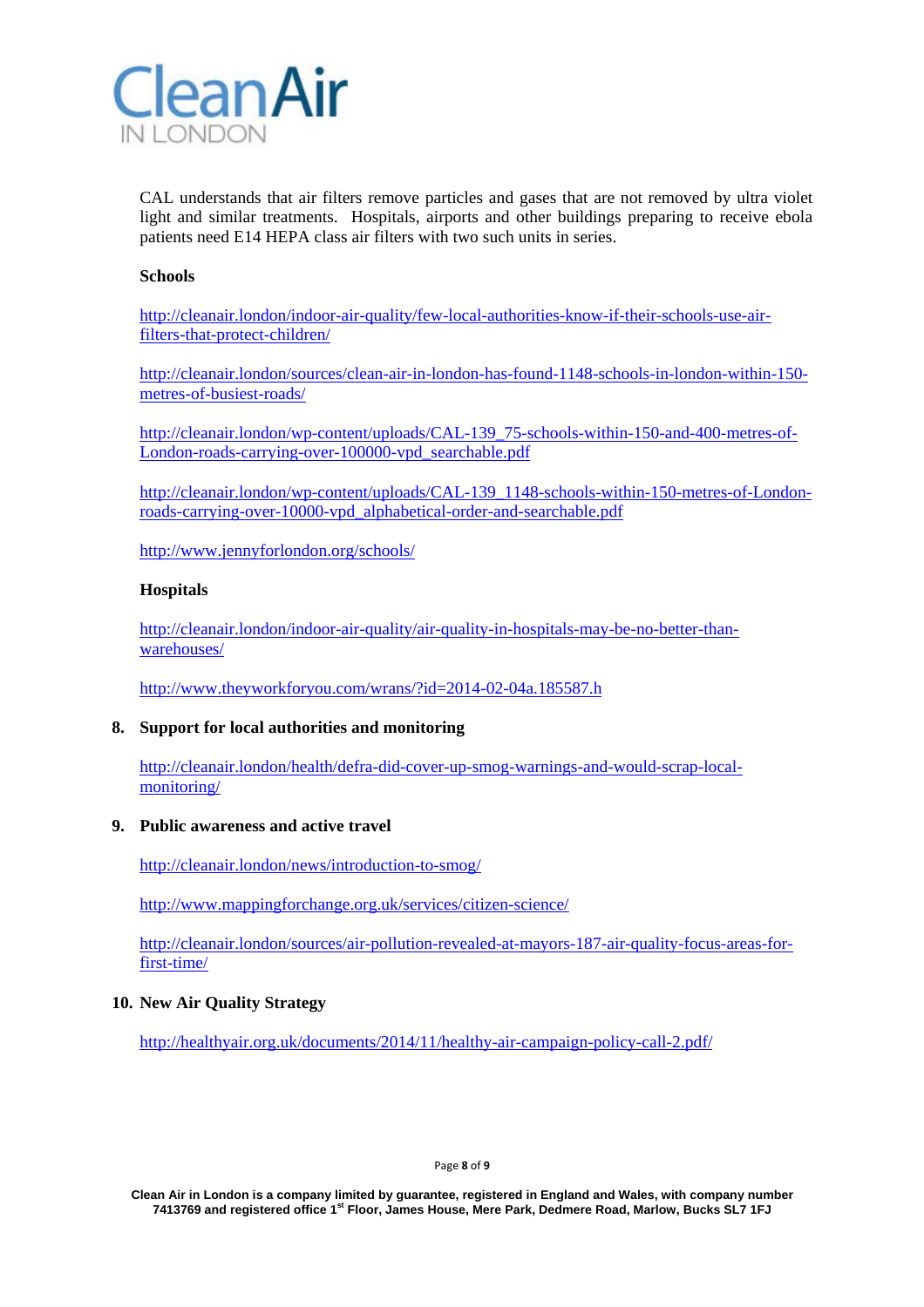CAL understands that air filters remove particles and gases that are not removed by ultra violet light and similar treatments. Hospitals, airports and other buildings preparing to receive ebola patients need E14 HEPA class air filters with two such units in series.

**Schools**

http://cleanair.london/indoor-air-quality/few-local-authorities-know-if-their-schools-use-air-filters-that-protect-children/

http://cleanair.london/sources/clean-air-in-london-has-found-1148-schools-in-london-within-150-metres-of-busiest-roads/

http://cleanair.london/wp-content/uploads/CAL-139_75-schools-within-150-and-400-metres-of-London-roads-carrying-over-100000-vpd_searchable.pdf

http://cleanair.london/wp-content/uploads/CAL-139_1148-schools-within-150-metres-of-London-roads-carrying-over-10000-vpd_alphabetical-order-and-searchable.pdf

http://www.jennyforlondon.org/schools/

**Hospitals**

http://cleanair.london/indoor-air-quality/air-quality-in-hospitals-may-be-no-better-than-warehouses/

http://www.theyworkforyou.com/wrans/?id=2014-02-04a.185587.h

**8. Support for local authorities and monitoring**

http://cleanair.london/health/defra-did-cover-up-smog-warnings-and-would-scrap-local-monitoring/

**9. Public awareness and active travel**

http://cleanair.london/news/introduction-to-smog/

http://www.mappingforchange.org.uk/services/citizen-science/

http://cleanair.london/sources/air-pollution-revealed-at-mayors-187-air-quality-focus-areas-for-first-time/

**10. New Air Quality Strategy**

http://healthyair.org.uk/documents/2014/11/healthy-air-campaign-policy-call-2.pdf/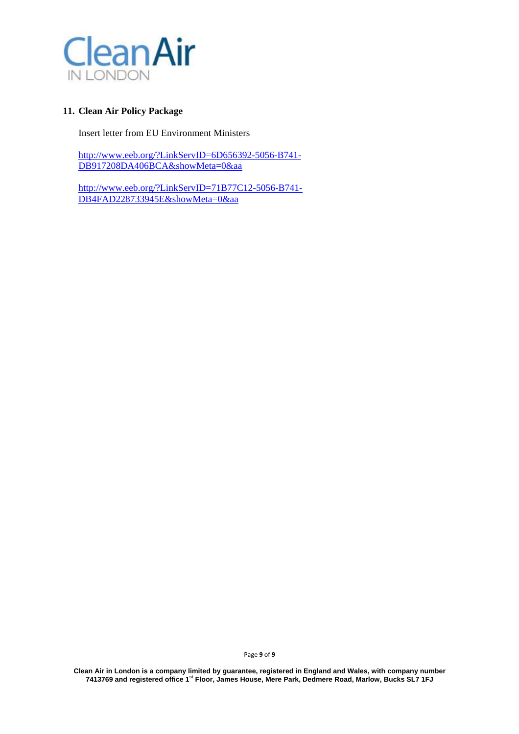## 11. Clean Air Policy Package

Insert letter from EU Environment Ministers

http://www.eeb.org/?LinkServID=6D656392-5056-B741-DB917208DA406BCA&showMeta=0&aa

http://www.eeb.org/?LinkServID=71B77C12-5056-B741-DB4FAD228733945E&showMeta=0&aa

**Clean Air in London is a company limited by guarantee, registered in England and Wales, with company number 7413769 and registered office 1st Floor, James House, Mere Park, Dedmere Road, Marlow, Bucks SL7 1FJ**